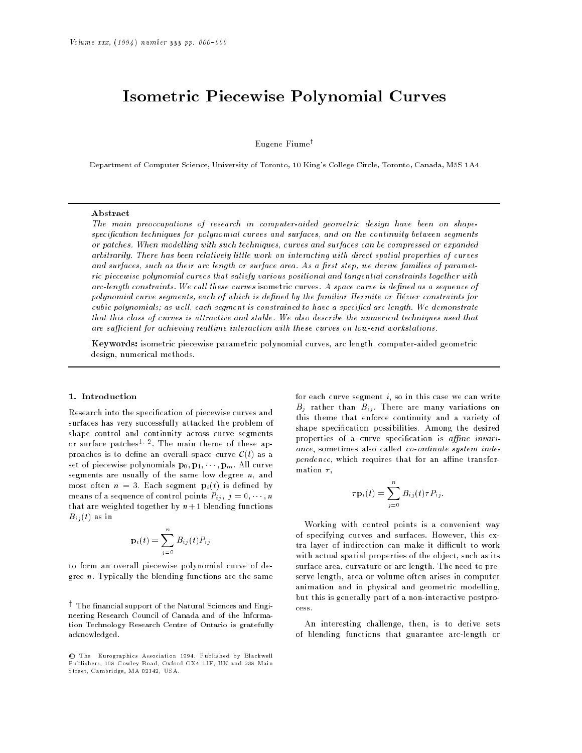# Isometric Piecewise Polynomial Curves

Eugene Fiume[†]

Department of Computer Science, University of Toronto, 10 King's College Circle, Toronto, Canada, M5S 1A4

**Abstract**

*The main preoccupations of research in computer-aided geometric design have been on shape-specification techniques for polynomial curves and surfaces, and on the continuity between segments or patches. When modelling with such techniques, curves and surfaces can be compressed or expanded arbitrarily. There has been relatively little work on interacting with direct spatial properties of curves and surfaces, such as their arc length or surface area. As a first step, we derive families of parametric piecewise polynomial curves that satisfy various positional and tangential constraints together with arc-length constraints. We call these curves* isometric curves. *A space curve is defined as a sequence of polynomial curve segments, each of which is defined by the familiar Hermite or Bézier constraints for cubic polynomials; as well, each segment is constrained to have a specified arc length. We demonstrate that this class of curves is attractive and stable. We also describe the numerical techniques used that are sufficient for achieving realtime interaction with these curves on low-end workstations.*

**Keywords:** isometric piecewise parametric polynomial curves, arc length, computer-aided geometric design, numerical methods.

## 1. Introduction

Research into the specification of piecewise curves and surfaces has very successfully attacked the problem of shape control and continuity across curve segments or surface patches[1, 2]. The main theme of these approaches is to define an overall space curve $\mathcal{C}(t)$ as a set of piecewise polynomials $\mathbf{p}_0, \mathbf{p}_1, \cdots, \mathbf{p}_m$. All curve segments are usually of the same low degree $n$, and most often $n = 3$. Each segment $\mathbf{p}_i(t)$ is defined by means of a sequence of control points $P_{ij}$, $j = 0, \cdots, n$ that are weighted together by $n+1$ blending functions $B_{ij}(t)$ as in

$$\mathbf{p}_i(t) = \sum_{j=0}^{n} B_{ij}(t) P_{ij}$$

to form an overall piecewise polynomial curve of degree $n$. Typically the blending functions are the same for each curve segment $i$, so in this case we can write $B_j$ rather than $B_{ij}$. There are many variations on this theme that enforce continuity and a variety of shape specification possibilities. Among the desired properties of a curve specification is *affine invariance*, sometimes also called *co-ordinate system independence*, which requires that for an affine transformation $\tau$,

$$\tau\mathbf{p}_i(t) = \sum_{j=0}^{n} B_{ij}(t) \tau P_{ij}.$$

Working with control points is a convenient way of specifying curves and surfaces. However, this extra layer of indirection can make it difficult to work with actual spatial properties of the object, such as its surface area, curvature or arc length. The need to preserve length, area or volume often arises in computer animation and in physical and geometric modelling, but this is generally part of a non-interactive postprocess.

An interesting challenge, then, is to derive sets of blending functions that guarantee arc-length or

[†] The financial support of the Natural Sciences and Engineering Research Council of Canada and of the Information Technology Research Centre of Ontario is gratefully acknowledged.

© The Eurographics Association 1994. Published by Blackwell Publishers, 108 Cowley Road, Oxford OX4 1JF, UK and 238 Main Street, Cambridge, MA 02142, USA.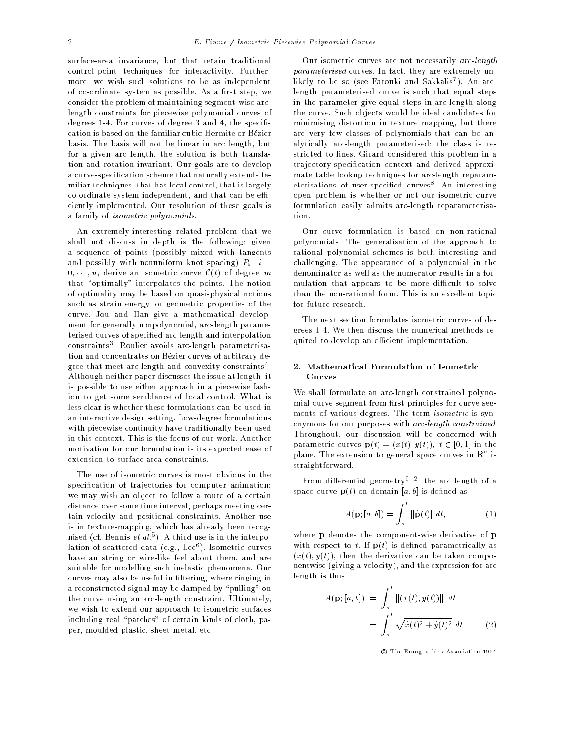surface-area invariance, but that retain traditional control-point techniques for interactivity. Furthermore, we wish such solutions to be as independent of co-ordinate system as possible. As a first step, we consider the problem of maintaining segment-wise arc-length constraints for piecewise polynomial curves of degrees 1-4. For curves of degree 3 and 4, the specification is based on the familiar cubic Hermite or Bézier basis. The basis will not be linear in arc length, but for a given arc length, the solution is both translation and rotation invariant. Our goals are to develop a curve-specification scheme that naturally extends familiar techniques, that has local control, that is largely co-ordinate system independent, and that can be efficiently implemented. Our resolution of these goals is a family of *isometric polynomials*.

An extremely-interesting related problem that we shall not discuss in depth is the following: given a sequence of points (possibly mixed with tangents and possibly with nonuniform knot spacing) $P_i$, $i = 0, \cdots, n$, derive an isometric curve $\mathcal{C}(t)$ of degree $m$ that "optimally" interpolates the points. The notion of optimality may be based on quasi-physical notions such as strain energy, or geometric properties of the curve. Jou and Han give a mathematical development for generally nonpolynomial, arc-length parameterised curves of specified arc-length and interpolation constraints[3]. Roulier avoids arc-length parameterisation and concentrates on Bézier curves of arbitrary degree that meet arc-length and convexity constraints[4]. Although neither paper discusses the issue at length, it is possible to use either approach in a piecewise fashion to get some semblance of local control. What is less clear is whether these formulations can be used in an interactive design setting. Low-degree formulations with piecewise continuity have traditionally been used in this context. This is the focus of our work. Another motivation for our formulation is its expected ease of extension to surface-area constraints.

The use of isometric curves is most obvious in the specification of trajectories for computer animation: we may wish an object to follow a route of a certain distance over some time interval, perhaps meeting certain velocity and positional constraints. Another use is in texture-mapping, which has already been recognised (cf. Bennis *et al.*[5]). A third use is in the interpolation of scattered data (e.g., Lee[6]). Isometric curves have an string or wire-like feel about them, and are suitable for modelling such inelastic phenomena. Our curves may also be useful in filtering, where ringing in a reconstructed signal may be damped by "pulling" on the curve using an arc-length constraint. Ultimately, we wish to extend our approach to isometric surfaces including real "patches" of certain kinds of cloth, paper, moulded plastic, sheet metal, etc.

Our isometric curves are not necessarily *arc-length parameterised* curves. In fact, they are extremely unlikely to be so (see Farouki and Sakkalis[7]). An arc-length parameterised curve is such that equal steps in the parameter give equal steps in arc length along the curve. Such objects would be ideal candidates for minimising distortion in texture mapping, but there are very few classes of polynomials that can be analytically arc-length parameterised: the class is restricted to lines. Girard considered this problem in a trajectory-specification context and derived approximate table lookup techniques for arc-length reparameterisations of user-specified curves[8]. An interesting open problem is whether or not our isometric curve formulation easily admits arc-length reparameterisation.

Our curve formulation is based on non-rational polynomials. The generalisation of the approach to rational polynomial schemes is both interesting and challenging. The appearance of a polynomial in the denominator as well as the numerator results in a formulation that appears to be more difficult to solve than the non-rational form. This is an excellent topic for future research.

The next section formulates isometric curves of degrees 1-4. We then discuss the numerical methods required to develop an efficient implementation.

## 2. Mathematical Formulation of Isometric Curves

We shall formulate an arc-length constrained polynomial curve segment from first principles for curve segments of various degrees. The term *isometric* is synonymous for our purposes with *arc-length constrained*. Throughout, our discussion will be concerned with parametric curves $\mathbf{p}(t) = (x(t), y(t))$, $t \in [0, 1]$ in the plane. The extension to general space curves in $\mathsf{R}^n$ is straightforward.

From differential geometry[9, 2], the arc length of a space curve $\mathbf{p}(t)$ on domain $[a, b]$ is defined as

$$A(\mathbf{p}; [a, b]) = \int_a^b \|\dot{\mathbf{p}}(t)\| \, dt, \tag{1}$$

where $\dot{\mathbf{p}}$ denotes the component-wise derivative of $\mathbf{p}$ with respect to $t$. If $\mathbf{p}(t)$ is defined parametrically as $(x(t), y(t))$, then the derivative can be taken componentwise (giving a velocity), and the expression for arc length is thus

$$\begin{aligned} A(\mathbf{p}; [a, b]) &= \int_a^b \|(\dot{x}(t), \dot{y}(t))\| \, dt \\ &= \int_a^b \sqrt{\dot{x}(t)^2 + \dot{y}(t)^2} \, dt. \end{aligned} \tag{2}$$

© The Eurographics Association 1994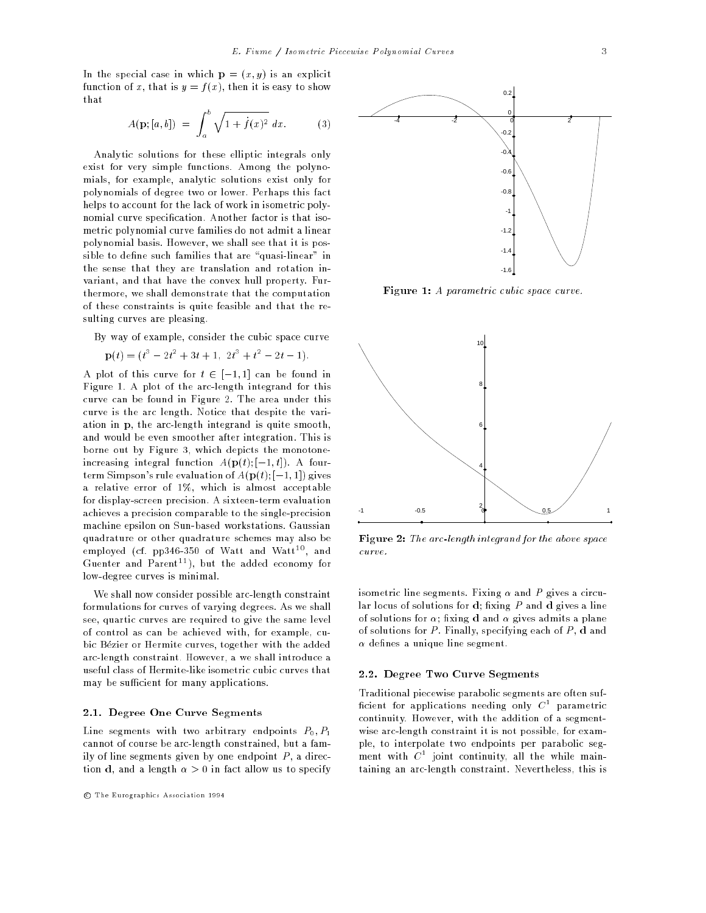In the special case in which $\mathbf{p} = (x, y)$ is an explicit function of $x$, that is $y = f(x)$, then it is easy to show that

$$A(\mathbf{p}; [a, b]) = \int_a^b \sqrt{1 + \dot{f}(x)^2}\, dx. \qquad (3)$$

Analytic solutions for these elliptic integrals only exist for very simple functions. Among the polynomials, for example, analytic solutions exist only for polynomials of degree two or lower. Perhaps this fact helps to account for the lack of work in isometric polynomial curve specification. Another factor is that isometric polynomial curve families do not admit a linear polynomial basis. However, we shall see that it is possible to define such families that are "quasi-linear" in the sense that they are translation and rotation invariant, and that have the convex hull property. Furthermore, we shall demonstrate that the computation of these constraints is quite feasible and that the resulting curves are pleasing.

By way of example, consider the cubic space curve

$$\mathbf{p}(t) = (t^3 - 2t^2 + 3t + 1,\ 2t^3 + t^2 - 2t - 1).$$

A plot of this curve for $t \in [-1, 1]$ can be found in Figure 1. A plot of the arc-length integrand for this curve can be found in Figure 2. The area under this curve is the arc length. Notice that despite the variation in $\mathbf{p}$, the arc-length integrand is quite smooth, and would be even smoother after integration. This is borne out by Figure 3, which depicts the monotone-increasing integral function $A(\mathbf{p}(t); [-1, t])$. A four-term Simpson's rule evaluation of $A(\mathbf{p}(t); [-1, 1])$ gives a relative error of 1%, which is almost acceptable for display-screen precision. A sixteen-term evaluation achieves a precision comparable to the single-precision machine epsilon on Sun-based workstations. Gaussian quadrature or other quadrature schemes may also be employed (cf. pp346-350 of Watt and Watt[10], and Guenter and Parent[11]), but the added economy for low-degree curves is minimal.

0.2
0
-4
-2
0
2
-0.2
-0.4
-0.6
-0.8
-1
-1.2
-1.4
-1.6

**Figure 1:** *A parametric cubic space curve.*

10
8
6
4
2
-1
-0.5
0
0.5
1

**Figure 2:** *The arc-length integrand for the above space curve.*

We shall now consider possible arc-length constraint formulations for curves of varying degrees. As we shall see, quartic curves are required to give the same level of control as can be achieved with, for example, cubic Bézier or Hermite curves, together with the added arc-length constraint. However, a we shall introduce a useful class of Hermite-like isometric cubic curves that may be sufficient for many applications.

### 2.1. Degree One Curve Segments

Line segments with two arbitrary endpoints $P_0, P_1$ cannot of course be arc-length constrained, but a family of line segments given by one endpoint $P$, a direction $\mathbf{d}$, and a length $\alpha > 0$ in fact allow us to specify isometric line segments. Fixing $\alpha$ and $P$ gives a circular locus of solutions for $\mathbf{d}$; fixing $P$ and $\mathbf{d}$ gives a line of solutions for $\alpha$; fixing $\mathbf{d}$ and $\alpha$ gives admits a plane of solutions for $P$. Finally, specifying each of $P$, $\mathbf{d}$ and $\alpha$ defines a unique line segment.

### 2.2. Degree Two Curve Segments

Traditional piecewise parabolic segments are often sufficient for applications needing only $C^1$ parametric continuity. However, with the addition of a segment-wise arc-length constraint it is not possible, for example, to interpolate two endpoints per parabolic segment with $C^1$ joint continuity, all the while maintaining an arc-length constraint. Nevertheless, this is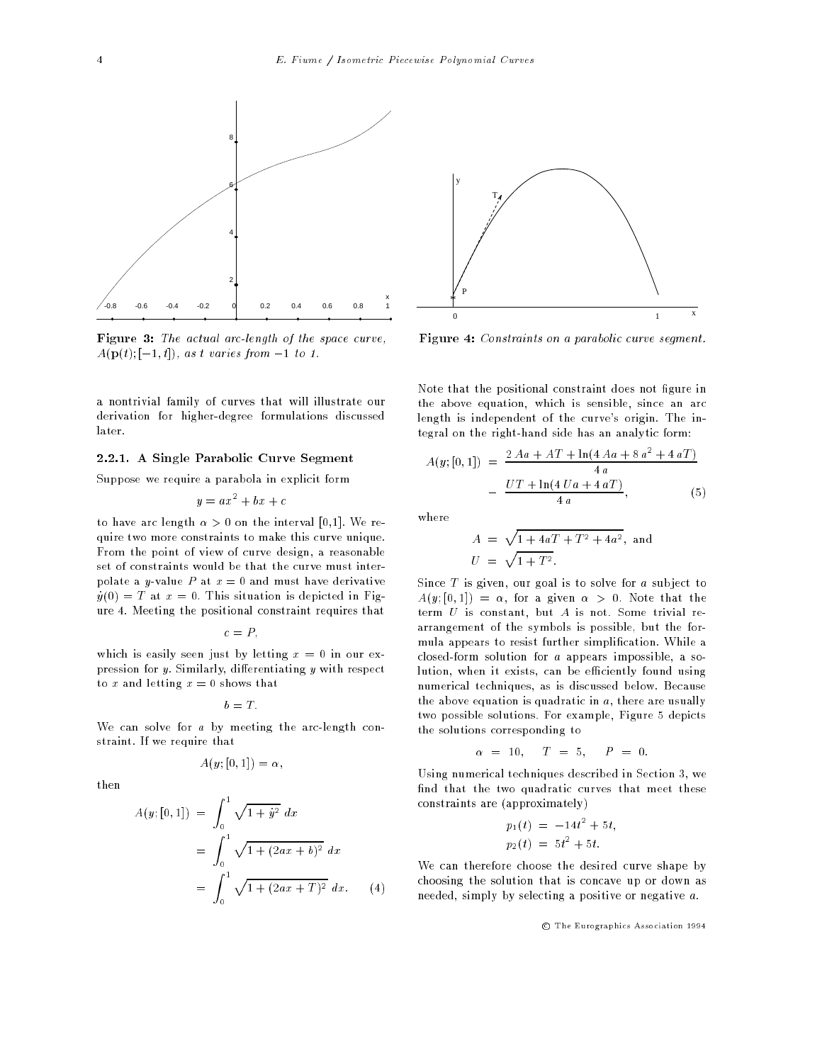-0.8 -0.6 -0.4 -0.2 0 0.2 0.4 0.6 0.8 1

x

2 4 6 8

**Figure 3:** *The actual arc-length of the space curve, $A(\mathbf{p}(t); [-1, t])$, as $t$ varies from $-1$ to 1.*

y

T

P

0 1 x

**Figure 4:** *Constraints on a parabolic curve segment.*

a nontrivial family of curves that will illustrate our derivation for higher-degree formulations discussed later.

### 2.2.1. A Single Parabolic Curve Segment

Suppose we require a parabola in explicit form

$$y = ax^2 + bx + c$$

to have arc length $\alpha > 0$ on the interval [0,1]. We require two more constraints to make this curve unique. From the point of view of curve design, a reasonable set of constraints would be that the curve must interpolate a $y$-value $P$ at $x = 0$ and must have derivative $\dot{y}(0) = T$ at $x = 0$. This situation is depicted in Figure 4. Meeting the positional constraint requires that

$$c = P,$$

which is easily seen just by letting $x = 0$ in our expression for $y$. Similarly, differentiating $y$ with respect to $x$ and letting $x = 0$ shows that

$$b = T.$$

We can solve for $a$ by meeting the arc-length constraint. If we require that

$$A(y; [0, 1]) = \alpha,$$

then

$$\begin{aligned} A(y; [0, 1]) &= \int_0^1 \sqrt{1 + \dot{y}^2}\, dx \\ &= \int_0^1 \sqrt{1 + (2ax + b)^2}\, dx \\ &= \int_0^1 \sqrt{1 + (2ax + T)^2}\, dx. \end{aligned} \quad (4)$$

Note that the positional constraint does not figure in the above equation, which is sensible, since an arc length is independent of the curve's origin. The integral on the right-hand side has an analytic form:

$$\begin{aligned} A(y; [0, 1]) &= \frac{2\,Aa + AT + \ln(4\,Aa + 8\,a^2 + 4\,aT)}{4\,a} \\ &- \frac{UT + \ln(4\,Ua + 4\,aT)}{4\,a}, \end{aligned} \quad (5)$$

where

$$\begin{aligned} A &= \sqrt{1 + 4aT + T^2 + 4a^2}, \text{ and} \\ U &= \sqrt{1 + T^2}. \end{aligned}$$

Since $T$ is given, our goal is to solve for $a$ subject to $A(y; [0, 1]) = \alpha$, for a given $\alpha > 0$. Note that the term $U$ is constant, but $A$ is not. Some trivial rearrangement of the symbols is possible, but the formula appears to resist further simplification. While a closed-form solution for $a$ appears impossible, a solution, when it exists, can be efficiently found using numerical techniques, as is discussed below. Because the above equation is quadratic in $a$, there are usually two possible solutions. For example, Figure 5 depicts the solutions corresponding to

$$\alpha = 10, \quad T = 5, \quad P = 0.$$

Using numerical techniques described in Section 3, we find that the two quadratic curves that meet these constraints are (approximately)

$$\begin{aligned} p_1(t) &= -14t^2 + 5t, \\ p_2(t) &= 5t^2 + 5t. \end{aligned}$$

We can therefore choose the desired curve shape by choosing the solution that is concave up or down as needed, simply by selecting a positive or negative $a$.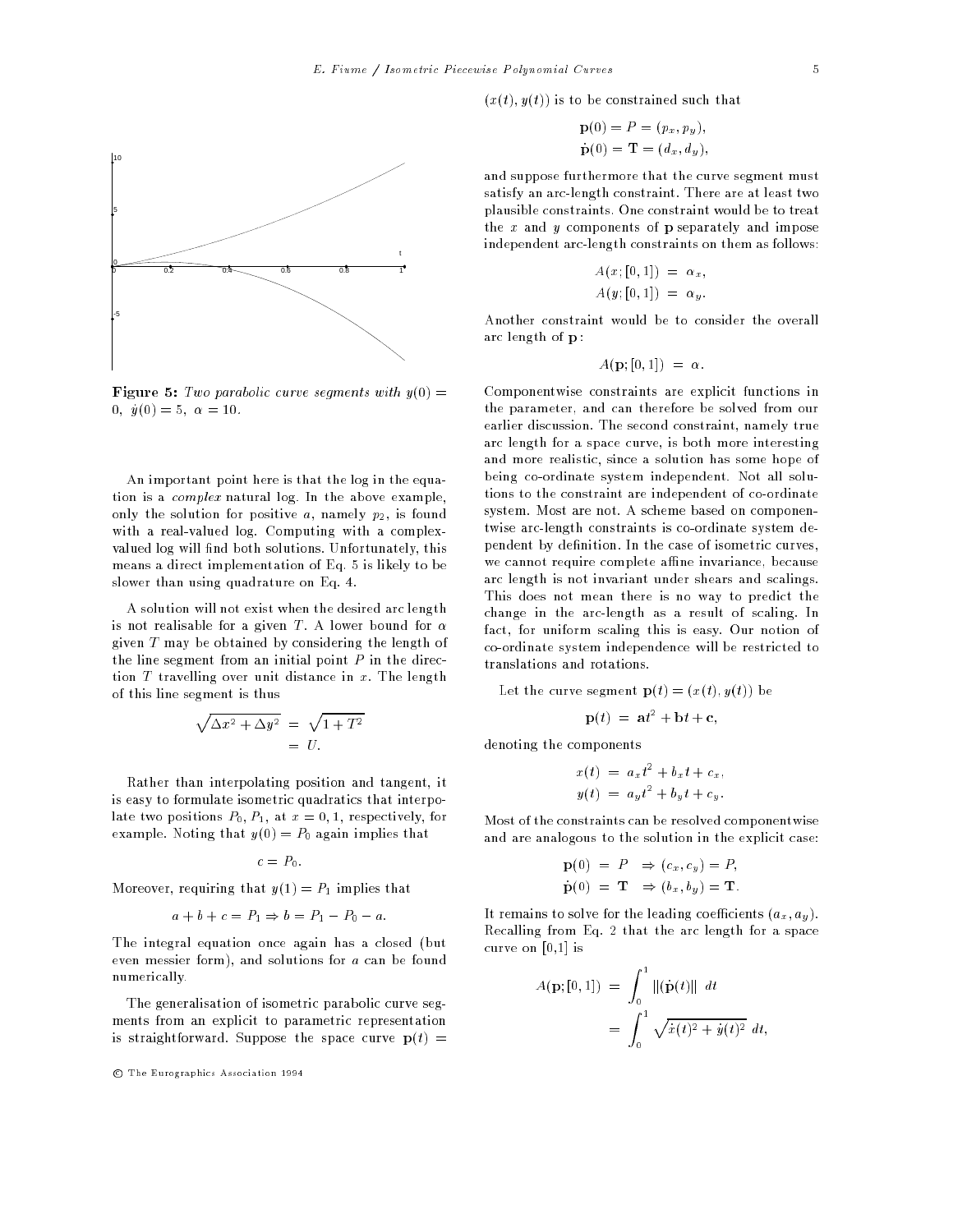10

5

0

-5

t

0 0.2 0.4 0.6 0.8 1

**Figure 5:** *Two parabolic curve segments with $y(0) = 0,\ \dot{y}(0) = 5,\ \alpha = 10$.*

An important point here is that the log in the equation is a *complex* natural log. In the above example, only the solution for positive $a$, namely $p_2$, is found with a real-valued log. Computing with a complex-valued log will find both solutions. Unfortunately, this means a direct implementation of Eq. 5 is likely to be slower than using quadrature on Eq. 4.

A solution will not exist when the desired arc length is not realisable for a given $T$. A lower bound for $\alpha$ given $T$ may be obtained by considering the length of the line segment from an initial point $P$ in the direction $T$ travelling over unit distance in $x$. The length of this line segment is thus

$$\begin{aligned}\sqrt{\Delta x^2 + \Delta y^2} &= \sqrt{1+T^2} \\ &= U.\end{aligned}$$

Rather than interpolating position and tangent, it is easy to formulate isometric quadratics that interpolate two positions $P_0, P_1$, at $x = 0, 1$, respectively, for example. Noting that $y(0) = P_0$ again implies that

$$c = P_0.$$

Moreover, requiring that $y(1) = P_1$ implies that

$$a + b + c = P_1 \Rightarrow b = P_1 - P_0 - a.$$

The integral equation once again has a closed (but even messier form), and solutions for $a$ can be found numerically.

The generalisation of isometric parabolic curve segments from an explicit to parametric representation is straightforward. Suppose the space curve $\mathbf{p}(t) = (x(t), y(t))$ is to be constrained such that

$$\begin{aligned}\mathbf{p}(0) &= P = (p_x, p_y), \\ \dot{\mathbf{p}}(0) &= \mathbf{T} = (d_x, d_y),\end{aligned}$$

and suppose furthermore that the curve segment must satisfy an arc-length constraint. There are at least two plausible constraints. One constraint would be to treat the $x$ and $y$ components of $\mathbf{p}$ separately and impose independent arc-length constraints on them as follows:

$$\begin{aligned}A(x; [0,1]) &= \alpha_x, \\ A(y; [0,1]) &= \alpha_y.\end{aligned}$$

Another constraint would be to consider the overall arc length of $\mathbf{p}$:

$$A(\mathbf{p}; [0,1]) = \alpha.$$

Componentwise constraints are explicit functions in the parameter, and can therefore be solved from our earlier discussion. The second constraint, namely true arc length for a space curve, is both more interesting and more realistic, since a solution has some hope of being co-ordinate system independent. Not all solutions to the constraint are independent of co-ordinate system. Most are not. A scheme based on componentwise arc-length constraints is co-ordinate system dependent by definition. In the case of isometric curves, we cannot require complete affine invariance, because arc length is not invariant under shears and scalings. This does not mean there is no way to predict the change in the arc-length as a result of scaling. In fact, for uniform scaling this is easy. Our notion of co-ordinate system independence will be restricted to translations and rotations.

Let the curve segment $\mathbf{p}(t) = (x(t), y(t))$ be

$$\mathbf{p}(t) = \mathbf{a}t^2 + \mathbf{b}t + \mathbf{c},$$

denoting the components

$$\begin{aligned}x(t) &= a_x t^2 + b_x t + c_x, \\ y(t) &= a_y t^2 + b_y t + c_y.\end{aligned}$$

Most of the constraints can be resolved componentwise and are analogous to the solution in the explicit case:

$$\begin{aligned}\mathbf{p}(0) &= P \quad \Rightarrow (c_x, c_y) = P, \\ \dot{\mathbf{p}}(0) &= \mathbf{T} \quad \Rightarrow (b_x, b_y) = \mathbf{T}.\end{aligned}$$

It remains to solve for the leading coefficients $(a_x, a_y)$. Recalling from Eq. 2 that the arc length for a space curve on [0,1] is

$$\begin{aligned}A(\mathbf{p}; [0,1]) &= \int_0^1 \|(\dot{\mathbf{p}}(t)\| \ dt \\ &= \int_0^1 \sqrt{\dot{x}(t)^2 + \dot{y}(t)^2} \ dt,\end{aligned}$$

© The Eurographics Association 1994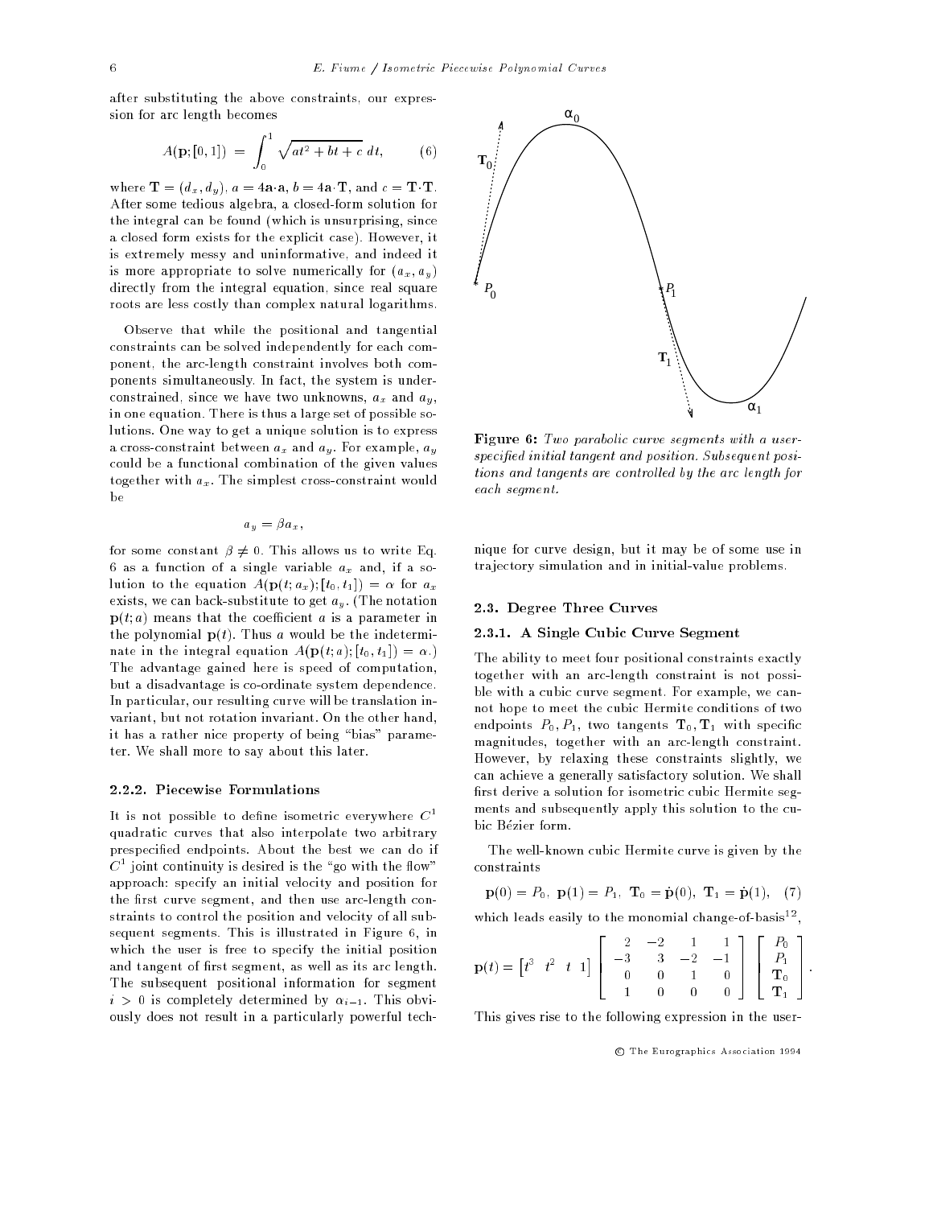after substituting the above constraints, our expression for arc length becomes

$$A(\mathbf{p};[0,1]) = \int_0^1 \sqrt{at^2+bt+c}\,dt, \qquad (6)$$

where $\mathbf{T} = (d_x, d_y)$, $a = 4\mathbf{a}\cdot\mathbf{a}$, $b = 4\mathbf{a}\cdot\mathbf{T}$, and $c = \mathbf{T}\cdot\mathbf{T}$. After some tedious algebra, a closed-form solution for the integral can be found (which is unsurprising, since a closed form exists for the explicit case). However, it is extremely messy and uninformative, and indeed it is more appropriate to solve numerically for $(a_x, a_y)$ directly from the integral equation, since real square roots are less costly than complex natural logarithms.

Observe that while the positional and tangential constraints can be solved independently for each component, the arc-length constraint involves both components simultaneously. In fact, the system is underconstrained, since we have two unknowns, $a_x$ and $a_y$, in one equation. There is thus a large set of possible solutions. One way to get a unique solution is to express a cross-constraint between $a_x$ and $a_y$. For example, $a_y$ could be a functional combination of the given values together with $a_x$. The simplest cross-constraint would be

$$a_y = \beta a_x,$$

for some constant $\beta \neq 0$. This allows us to write Eq. 6 as a function of a single variable $a_x$ and, if a solution to the equation $A(\mathbf{p}(t;a_x);[t_0,t_1]) = \alpha$ for $a_x$ exists, we can back-substitute to get $a_y$. (The notation $\mathbf{p}(t;a)$ means that the coefficient $a$ is a parameter in the polynomial $\mathbf{p}(t)$. Thus $a$ would be the indeterminate in the integral equation $A(\mathbf{p}(t;a);[t_0,t_1]) = \alpha$.) The advantage gained here is speed of computation, but a disadvantage is co-ordinate system dependence. In particular, our resulting curve will be translation invariant, but not rotation invariant. On the other hand, it has a rather nice property of being "bias" parameter. We shall more to say about this later.

### 2.2.2. Piecewise Formulations

It is not possible to define isometric everywhere $C^1$ quadratic curves that also interpolate two arbitrary prespecified endpoints. About the best we can do if $C^1$ joint continuity is desired is the "go with the flow" approach: specify an initial velocity and position for the first curve segment, and then use arc-length constraints to control the position and velocity of all subsequent segments. This is illustrated in Figure 6, in which the user is free to specify the initial position and tangent of first segment, as well as its arc length. The subsequent positional information for segment $i > 0$ is completely determined by $\alpha_{i-1}$. This obviously does not result in a particularly powerful technique for curve design, but it may be of some use in trajectory simulation and in initial-value problems.

$\alpha_0$

$\mathbf{T}_0$

$P_0$

$P_1$

$\mathbf{T}_1$

$\alpha_1$

**Figure 6:** *Two parabolic curve segments with a user-specified initial tangent and position. Subsequent positions and tangents are controlled by the arc length for each segment.*

## 2.3. Degree Three Curves

### 2.3.1. A Single Cubic Curve Segment

The ability to meet four positional constraints exactly together with an arc-length constraint is not possible with a cubic curve segment. For example, we cannot hope to meet the cubic Hermite conditions of two endpoints $P_0, P_1$, two tangents $\mathbf{T}_0, \mathbf{T}_1$ with specific magnitudes, together with an arc-length constraint. However, by relaxing these constraints slightly, we can achieve a generally satisfactory solution. We shall first derive a solution for isometric cubic Hermite segments and subsequently apply this solution to the cubic Bézier form.

The well-known cubic Hermite curve is given by the constraints

$$\mathbf{p}(0) = P_0,\ \mathbf{p}(1) = P_1,\ \mathbf{T}_0 = \dot{\mathbf{p}}(0),\ \mathbf{T}_1 = \dot{\mathbf{p}}(1), \quad (7)$$

which leads easily to the monomial change-of-basis[12],

$$\mathbf{p}(t) = \begin{bmatrix} t^3 & t^2 & t & 1 \end{bmatrix} \begin{bmatrix} 2 & -2 & 1 & 1 \\ -3 & 3 & -2 & -1 \\ 0 & 0 & 1 & 0 \\ 1 & 0 & 0 & 0 \end{bmatrix} \begin{bmatrix} P_0 \\ P_1 \\ \mathbf{T}_0 \\ \mathbf{T}_1 \end{bmatrix}.$$

This gives rise to the following expression in the user-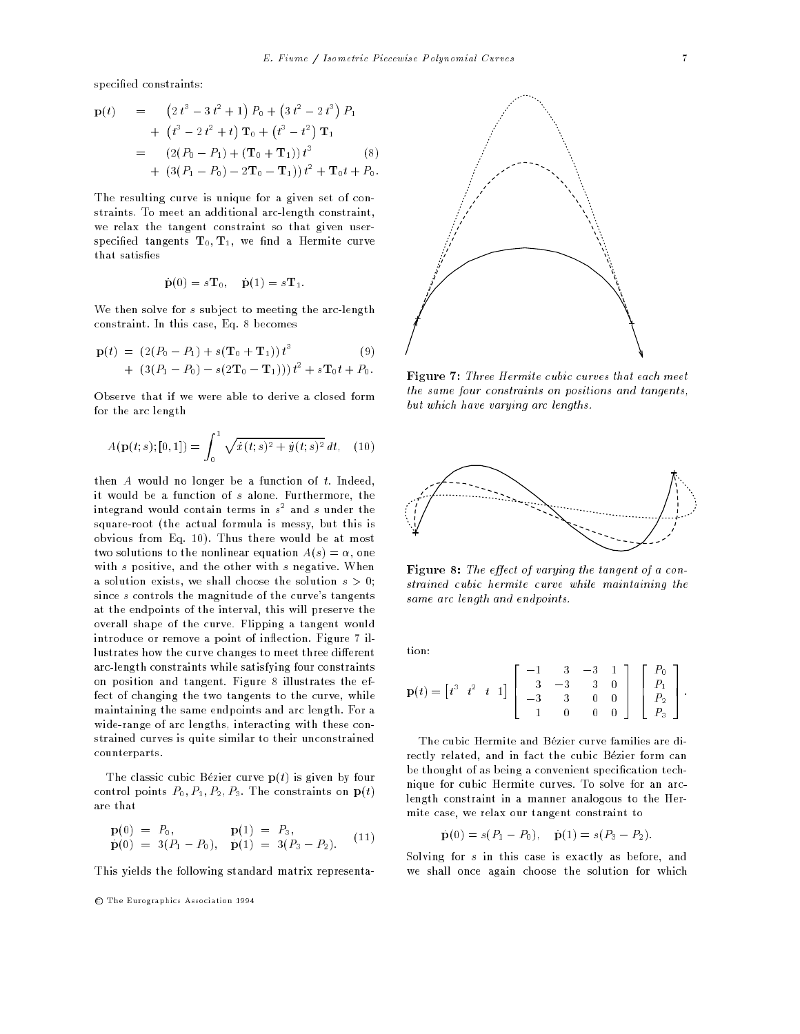specified constraints:

$$
\begin{aligned}
\mathbf{p}(t) &= \left(2t^3 - 3t^2 + 1\right) P_0 + \left(3t^2 - 2t^3\right) P_1 \\
&+ \left(t^3 - 2t^2 + t\right) \mathbf{T}_0 + \left(t^3 - t^2\right) \mathbf{T}_1 \\
&= \left(2(P_0 - P_1) + (\mathbf{T}_0 + \mathbf{T}_1)\right) t^3 \qquad (8) \\
&+ \left(3(P_1 - P_0) - 2\mathbf{T}_0 - \mathbf{T}_1\right) t^2 + \mathbf{T}_0 t + P_0.
\end{aligned}
$$

The resulting curve is unique for a given set of constraints. To meet an additional arc-length constraint, we relax the tangent constraint so that given user-specified tangents $\mathbf{T}_0, \mathbf{T}_1$, we find a Hermite curve that satisfies

$$\dot{\mathbf{p}}(0) = s\mathbf{T}_0, \quad \dot{\mathbf{p}}(1) = s\mathbf{T}_1.$$

We then solve for $s$ subject to meeting the arc-length constraint. In this case, Eq. 8 becomes

$$
\begin{aligned}
\mathbf{p}(t) &= \left(2(P_0 - P_1) + s(\mathbf{T}_0 + \mathbf{T}_1)\right) t^3 \qquad (9) \\
&+ \left(3(P_1 - P_0) - s(2\mathbf{T}_0 - \mathbf{T}_1))\right) t^2 + s\mathbf{T}_0 t + P_0.
\end{aligned}
$$

Observe that if we were able to derive a closed form for the arc length

$$A(\mathbf{p}(t;s);[0,1]) = \int_0^1 \sqrt{\dot{x}(t;s)^2 + \dot{y}(t;s)^2}\, dt, \quad (10)$$

then $A$ would no longer be a function of $t$. Indeed, it would be a function of $s$ alone. Furthermore, the integrand would contain terms in $s^2$ and $s$ under the square-root (the actual formula is messy, but this is obvious from Eq. 10). Thus there would be at most two solutions to the nonlinear equation $A(s) = \alpha$, one with $s$ positive, and the other with $s$ negative. When a solution exists, we shall choose the solution $s > 0$; since $s$ controls the magnitude of the curve's tangents at the endpoints of the interval, this will preserve the overall shape of the curve. Flipping a tangent would introduce or remove a point of inflection. Figure 7 illustrates how the curve changes to meet three different arc-length constraints while satisfying four constraints on position and tangent. Figure 8 illustrates the effect of changing the two tangents to the curve, while maintaining the same endpoints and arc length. For a wide-range of arc lengths, interacting with these constrained curves is quite similar to their unconstrained counterparts.

The classic cubic Bézier curve $\mathbf{p}(t)$ is given by four control points $P_0, P_1, P_2, P_3$. The constraints on $\mathbf{p}(t)$ are that

$$
\begin{aligned}
\mathbf{p}(0) &= P_0, & \mathbf{p}(1) &= P_3, \\
\dot{\mathbf{p}}(0) &= 3(P_1 - P_0), & \dot{\mathbf{p}}(1) &= 3(P_3 - P_2).
\end{aligned} \quad (11)
$$

This yields the following standard matrix representation:

$$\mathbf{p}(t) = \begin{bmatrix} t^3 & t^2 & t & 1 \end{bmatrix} \begin{bmatrix} -1 & 3 & -3 & 1 \\ 3 & -3 & 3 & 0 \\ -3 & 3 & 0 & 0 \\ 1 & 0 & 0 & 0 \end{bmatrix} \begin{bmatrix} P_0 \\ P_1 \\ P_2 \\ P_3 \end{bmatrix}.$$

**Figure 7:** *Three Hermite cubic curves that each meet the same four constraints on positions and tangents, but which have varying arc lengths.*

**Figure 8:** *The effect of varying the tangent of a constrained cubic hermite curve while maintaining the same arc length and endpoints.*

The cubic Hermite and Bézier curve families are directly related, and in fact the cubic Bézier form can be thought of as being a convenient specification technique for cubic Hermite curves. To solve for an arc-length constraint in a manner analogous to the Hermite case, we relax our tangent constraint to

$$\dot{\mathbf{p}}(0) = s(P_1 - P_0), \quad \dot{\mathbf{p}}(1) = s(P_3 - P_2).$$

Solving for $s$ in this case is exactly as before, and we shall once again choose the solution for which

© The Eurographics Association 1994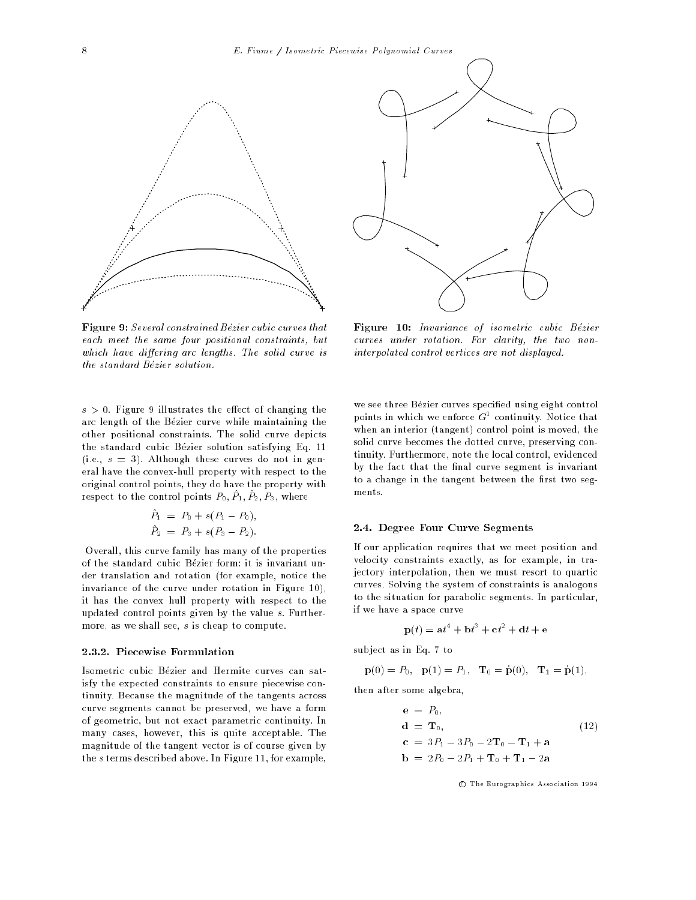**Figure 9:** *Several constrained Bézier cubic curves that each meet the same four positional constraints, but which have differing arc lengths. The solid curve is the standard Bézier solution.*

**Figure 10:** *Invariance of isometric cubic Bézier curves under rotation. For clarity, the two non-interpolated control vertices are not displayed.*

$s > 0$. Figure 9 illustrates the effect of changing the arc length of the Bézier curve while maintaining the other positional constraints. The solid curve depicts the standard cubic Bézier solution satisfying Eq. 11 (i.e., $s = 3$). Although these curves do not in general have the convex-hull property with respect to the original control points, they do have the property with respect to the control points $P_0, \hat{P}_1, \hat{P}_2, P_3$, where

$$\begin{aligned} \hat{P}_1 &= P_0 + s(P_1 - P_0), \\ \hat{P}_2 &= P_3 + s(P_3 - P_2). \end{aligned}$$

Overall, this curve family has many of the properties of the standard cubic Bézier form: it is invariant under translation and rotation (for example, notice the invariance of the curve under rotation in Figure 10), it has the convex hull property with respect to the updated control points given by the value $s$. Furthermore, as we shall see, $s$ is cheap to compute.

### 2.3.2. Piecewise Formulation

Isometric cubic Bézier and Hermite curves can satisfy the expected constraints to ensure piecewise continuity. Because the magnitude of the tangents across curve segments cannot be preserved, we have a form of geometric, but not exact parametric continuity. In many cases, however, this is quite acceptable. The magnitude of the tangent vector is of course given by the $s$ terms described above. In Figure 11, for example, we see three Bézier curves specified using eight control points in which we enforce $G^1$ continuity. Notice that when an interior (tangent) control point is moved, the solid curve becomes the dotted curve, preserving continuity. Furthermore, note the local control, evidenced by the fact that the final curve segment is invariant to a change in the tangent between the first two segments.

### 2.4. Degree Four Curve Segments

If our application requires that we meet position and velocity constraints exactly, as for example, in trajectory interpolation, then we must resort to quartic curves. Solving the system of constraints is analogous to the situation for parabolic segments. In particular, if we have a space curve

$$\mathbf{p}(t) = \mathbf{a}t^4 + \mathbf{b}t^3 + \mathbf{c}t^2 + \mathbf{d}t + \mathbf{e}$$

subject as in Eq. 7 to

$$\mathbf{p}(0) = P_0, \quad \mathbf{p}(1) = P_1, \quad \mathbf{T}_0 = \dot{\mathbf{p}}(0), \quad \mathbf{T}_1 = \dot{\mathbf{p}}(1),$$

then after some algebra,

$$\begin{aligned} \mathbf{e} &= P_0, \\ \mathbf{d} &= \mathbf{T}_0, \\ \mathbf{c} &= 3P_1 - 3P_0 - 2\mathbf{T}_0 - \mathbf{T}_1 + \mathbf{a} \\ \mathbf{b} &= 2P_0 - 2P_1 + \mathbf{T}_0 + \mathbf{T}_1 - 2\mathbf{a} \end{aligned} \tag{12}$$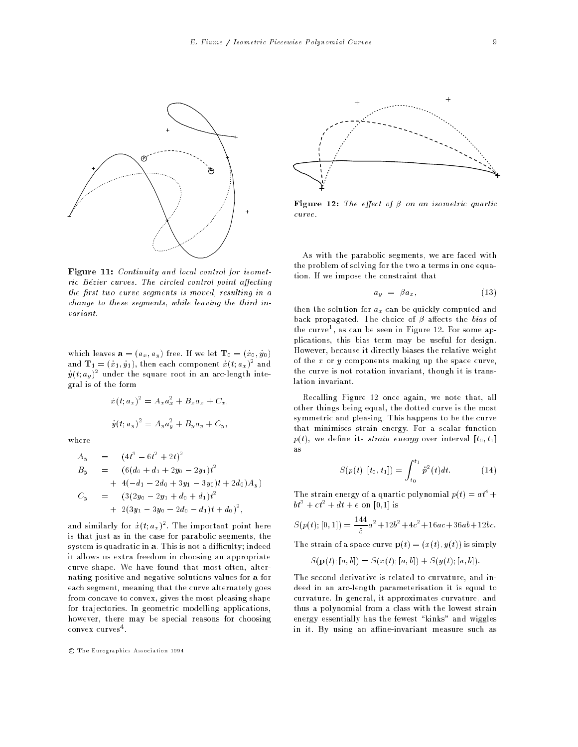Figure 11: *Continuity and local control for isometric Bézier curves. The circled control point affecting the first two curve segments is moved, resulting in a change to these segments, while leaving the third invariant.*

which leaves $\mathbf{a} = (a_x, a_y)$ free. If we let $\mathbf{T}_0 = (\dot{x}_0, \dot{y}_0)$ and $\mathbf{T}_1 = (\dot{x}_1, \dot{y}_1)$, then each component $\dot{x}(t; a_x)^2$ and $\dot{y}(t; a_y)^2$ under the square root in an arc-length integral is of the form

$$\dot{x}(t; a_x)^2 = A_x a_x^2 + B_x a_x + C_x,$$

$$\dot{y}(t; a_y)^2 = A_y a_y^2 + B_y a_y + C_y,$$

where

$$\begin{aligned}
A_y &= (4t^3 - 6t^2 + 2t)^2 \\
B_y &= (6(d_0 + d_1 + 2y_0 - 2y_1)t^2 \\
&\quad + 4(-d_1 - 2d_0 + 3y_1 - 3y_0)t + 2d_0)A_y) \\
C_y &= (3(2y_0 - 2y_1 + d_0 + d_1)t^2 \\
&\quad + 2(3y_1 - 3y_0 - 2d_0 - d_1)t + d_0)^2,
\end{aligned}$$

and similarly for $\dot{x}(t; a_x)^2$. The important point here is that just as in the case for parabolic segments, the system is quadratic in $\mathbf{a}$. This is not a difficulty; indeed it allows us extra freedom in choosing an appropriate curve shape. We have found that most often, alternating positive and negative solutions values for $\mathbf{a}$ for each segment, meaning that the curve alternately goes from concave to convex, gives the most pleasing shape for trajectories. In geometric modelling applications, however, there may be special reasons for choosing convex curves[4].

Figure 12: *The effect of $\beta$ on an isometric quartic curve.*

As with the parabolic segments, we are faced with the problem of solving for the two $\mathbf{a}$ terms in one equation. If we impose the constraint that

$$a_y = \beta a_x, \tag{13}$$

then the solution for $a_x$ can be quickly computed and back propagated. The choice of $\beta$ affects the *bias* of the curve[1], as can be seen in Figure 12. For some applications, this bias term may be useful for design. However, because it directly biases the relative weight of the $x$ or $y$ components making up the space curve, the curve is not rotation invariant, though it is translation invariant.

Recalling Figure 12 once again, we note that, all other things being equal, the dotted curve is the most symmetric and pleasing. This happens to be the curve that minimises strain energy. For a scalar function $p(t)$, we define its *strain energy* over interval $[t_0, t_1]$ as

$$S(p(t); [t_0, t_1]) = \int_{t_0}^{t_1} \ddot{p}^2(t) dt. \tag{14}$$

The strain energy of a quartic polynomial $p(t) = at^4 + bt^3 + ct^2 + dt + e$ on [0,1] is

$$S(p(t); [0, 1]) = \frac{144}{5}a^2 + 12b^2 + 4c^2 + 16ac + 36ab + 12bc.$$

The strain of a space curve $\mathbf{p}(t) = (x(t), y(t))$ is simply

$$S(\mathbf{p}(t); [a, b]) = S(x(t); [a, b]) + S(y(t); [a, b]).$$

The second derivative is related to curvature, and indeed in an arc-length parameterisation it is equal to curvature. In general, it approximates curvature, and thus a polynomial from a class with the lowest strain energy essentially has the fewest "kinks" and wiggles in it. By using an affine-invariant measure such as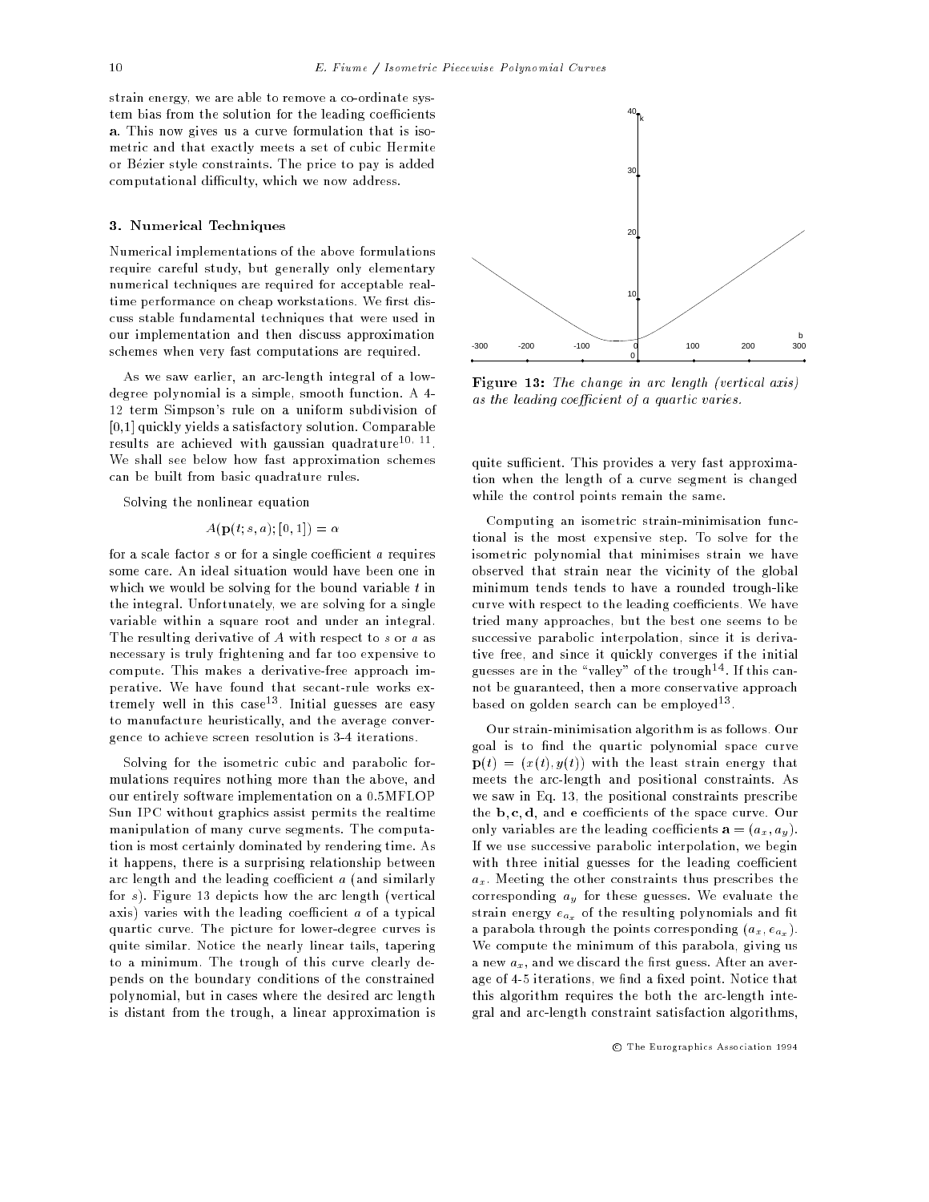strain energy, we are able to remove a co-ordinate system bias from the solution for the leading coefficients **a**. This now gives us a curve formulation that is isometric and that exactly meets a set of cubic Hermite or Bézier style constraints. The price to pay is added computational difficulty, which we now address.

### 3. Numerical Techniques

Numerical implementations of the above formulations require careful study, but generally only elementary numerical techniques are required for acceptable real-time performance on cheap workstations. We first discuss stable fundamental techniques that were used in our implementation and then discuss approximation schemes when very fast computations are required.

As we saw earlier, an arc-length integral of a low-degree polynomial is a simple, smooth function. A 4-12 term Simpson's rule on a uniform subdivision of [0,1] quickly yields a satisfactory solution. Comparable results are achieved with gaussian quadrature[10, 11]. We shall see below how fast approximation schemes can be built from basic quadrature rules.

Solving the nonlinear equation

$$A(\mathbf{p}(t; s, a); [0, 1]) = \alpha$$

for a scale factor $s$ or for a single coefficient $a$ requires some care. An ideal situation would have been one in which we would be solving for the bound variable $t$ in the integral. Unfortunately, we are solving for a single variable within a square root and under an integral. The resulting derivative of $A$ with respect to $s$ or $a$ as necessary is truly frightening and far too expensive to compute. This makes a derivative-free approach imperative. We have found that secant-rule works extremely well in this case[13]. Initial guesses are easy to manufacture heuristically, and the average convergence to achieve screen resolution is 3-4 iterations.

Solving for the isometric cubic and parabolic formulations requires nothing more than the above, and our entirely software implementation on a 0.5MFLOP Sun IPC without graphics assist permits the realtime manipulation of many curve segments. The computation is most certainly dominated by rendering time. As it happens, there is a surprising relationship between arc length and the leading coefficient $a$ (and similarly for $s$). Figure 13 depicts how the arc length (vertical axis) varies with the leading coefficient $a$ of a typical quartic curve. The picture for lower-degree curves is quite similar. Notice the nearly linear tails, tapering to a minimum. The trough of this curve clearly depends on the boundary conditions of the constrained polynomial, but in cases where the desired arc length is distant from the trough, a linear approximation is quite sufficient. This provides a very fast approximation when the length of a curve segment is changed while the control points remain the same.

40
k
30
20
10
0
-300 -200 -100 0 100 200 300
b

**Figure 13:** *The change in arc length (vertical axis) as the leading coefficient of a quartic varies.*

Computing an isometric strain-minimisation functional is the most expensive step. To solve for the isometric polynomial that minimises strain we have observed that strain near the vicinity of the global minimum tends tends to have a rounded trough-like curve with respect to the leading coefficients. We have tried many approaches, but the best one seems to be successive parabolic interpolation, since it is derivative free, and since it quickly converges if the initial guesses are in the "valley" of the trough[14]. If this cannot be guaranteed, then a more conservative approach based on golden search can be employed[13].

Our strain-minimisation algorithm is as follows. Our goal is to find the quartic polynomial space curve $\mathbf{p}(t) = (x(t), y(t))$ with the least strain energy that meets the arc-length and positional constraints. As we saw in Eq. 13, the positional constraints prescribe the $\mathbf{b}, \mathbf{c}, \mathbf{d}$, and $\mathbf{e}$ coefficients of the space curve. Our only variables are the leading coefficients $\mathbf{a} = (a_x, a_y)$. If we use successive parabolic interpolation, we begin with three initial guesses for the leading coefficient $a_x$. Meeting the other constraints thus prescribes the corresponding $a_y$ for these guesses. We evaluate the strain energy $e_{a_x}$ of the resulting polynomials and fit a parabola through the points corresponding $(a_x, e_{a_x})$. We compute the minimum of this parabola, giving us a new $a_x$, and we discard the first guess. After an average of 4-5 iterations, we find a fixed point. Notice that this algorithm requires the both the arc-length integral and arc-length constraint satisfaction algorithms,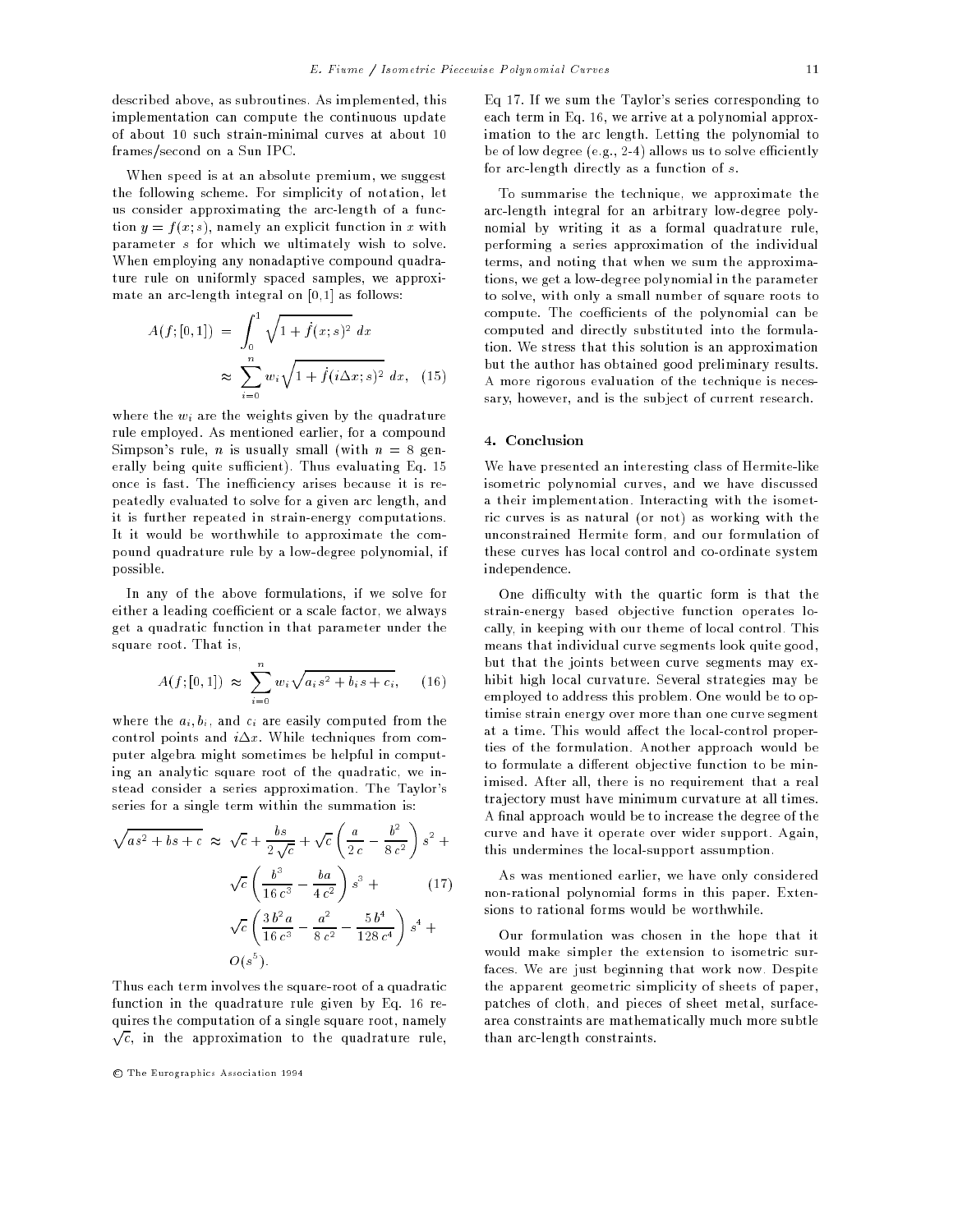described above, as subroutines. As implemented, this implementation can compute the continuous update of about 10 such strain-minimal curves at about 10 frames/second on a Sun IPC.

When speed is at an absolute premium, we suggest the following scheme. For simplicity of notation, let us consider approximating the arc-length of a function $y = f(x; s)$, namely an explicit function in $x$ with parameter $s$ for which we ultimately wish to solve. When employing any nonadaptive compound quadrature rule on uniformly spaced samples, we approximate an arc-length integral on [0,1] as follows:

$$
\begin{aligned}
A(f;[0,1]) &= \int_0^1 \sqrt{1+\dot{f}(x;s)^2}\; dx \\
&\approx \sum_{i=0}^{n} w_i \sqrt{1+\dot{f}(i\Delta x;s)^2}\; dx, \quad (15)
\end{aligned}
$$

where the $w_i$ are the weights given by the quadrature rule employed. As mentioned earlier, for a compound Simpson's rule, $n$ is usually small (with $n = 8$ generally being quite sufficient). Thus evaluating Eq. 15 once is fast. The inefficiency arises because it is repeatedly evaluated to solve for a given arc length, and it is further repeated in strain-energy computations. It would be worthwhile to approximate the compound quadrature rule by a low-degree polynomial, if possible.

In any of the above formulations, if we solve for either a leading coefficient or a scale factor, we always get a quadratic function in that parameter under the square root. That is,

$$
A(f;[0,1]) \approx \sum_{i=0}^{n} w_i \sqrt{a_i s^2 + b_i s + c_i}, \quad (16)
$$

where the $a_i, b_i$, and $c_i$ are easily computed from the control points and $i\Delta x$. While techniques from computer algebra might sometimes be helpful in computing an analytic square root of the quadratic, we instead consider a series approximation. The Taylor's series for a single term within the summation is:

$$
\begin{aligned}
\sqrt{as^2+bs+c} \approx\; & \sqrt{c} + \frac{bs}{2\sqrt{c}} + \sqrt{c}\left(\frac{a}{2\,c} - \frac{b^2}{8\,c^2}\right)s^2 + \\
& \sqrt{c}\left(\frac{b^3}{16\,c^3} - \frac{ba}{4\,c^2}\right)s^3 + \quad (17) \\
& \sqrt{c}\left(\frac{3\,b^2 a}{16\,c^3} - \frac{a^2}{8\,c^2} - \frac{5\,b^4}{128\,c^4}\right)s^4 + \\
& O(s^5).
\end{aligned}
$$

Thus each term involves the square-root of a quadratic function in the quadrature rule given by Eq. 16 requires the computation of a single square root, namely $\sqrt{c}$, in the approximation to the quadrature rule, Eq 17. If we sum the Taylor's series corresponding to each term in Eq. 16, we arrive at a polynomial approximation to the arc length. Letting the polynomial to be of low degree (e.g., 2-4) allows us to solve efficiently for arc-length directly as a function of $s$.

To summarise the technique, we approximate the arc-length integral for an arbitrary low-degree polynomial by writing it as a formal quadrature rule, performing a series approximation of the individual terms, and noting that when we sum the approximations, we get a low-degree polynomial in the parameter to solve, with only a small number of square roots to compute. The coefficients of the polynomial can be computed and directly substituted into the formulation. We stress that this solution is an approximation but the author has obtained good preliminary results. A more rigorous evaluation of the technique is necessary, however, and is the subject of current research.

## 4. Conclusion

We have presented an interesting class of Hermite-like isometric polynomial curves, and we have discussed a their implementation. Interacting with the isometric curves is as natural (or not) as working with the unconstrained Hermite form, and our formulation of these curves has local control and co-ordinate system independence.

One difficulty with the quartic form is that the strain-energy based objective function operates locally, in keeping with our theme of local control. This means that individual curve segments look quite good, but that the joints between curve segments may exhibit high local curvature. Several strategies may be employed to address this problem. One would be to optimise strain energy over more than one curve segment at a time. This would affect the local-control properties of the formulation. Another approach would be to formulate a different objective function to be minimised. After all, there is no requirement that a real trajectory must have minimum curvature at all times. A final approach would be to increase the degree of the curve and have it operate over wider support. Again, this undermines the local-support assumption.

As was mentioned earlier, we have only considered non-rational polynomial forms in this paper. Extensions to rational forms would be worthwhile.

Our formulation was chosen in the hope that it would make simpler the extension to isometric surfaces. We are just beginning that work now. Despite the apparent geometric simplicity of sheets of paper, patches of cloth, and pieces of sheet metal, surface-area constraints are mathematically much more subtle than arc-length constraints.

© The Eurographics Association 1994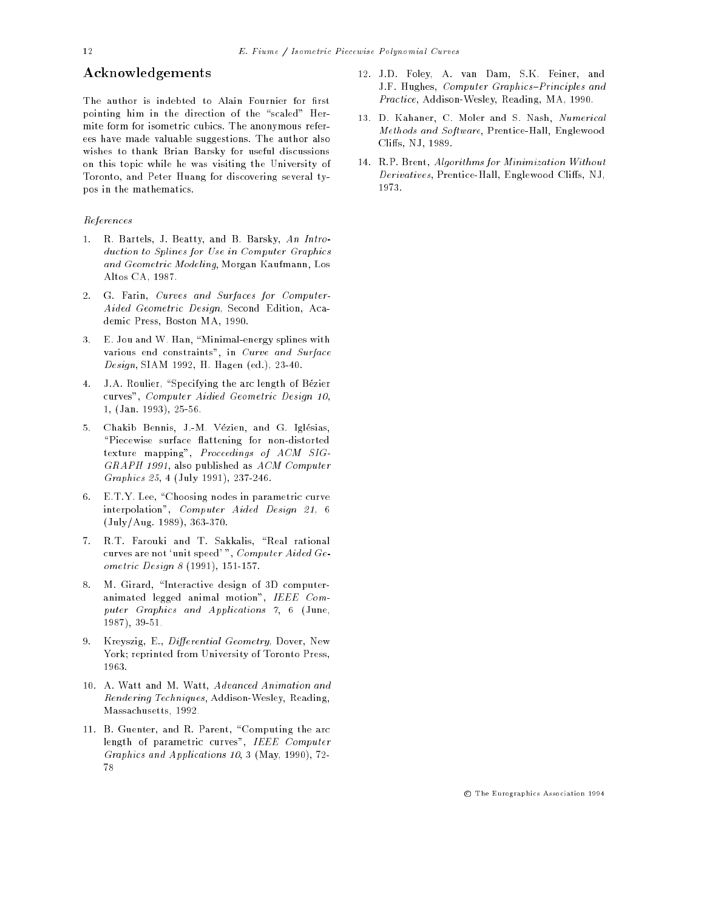## Acknowledgements

The author is indebted to Alain Fournier for first pointing him in the direction of the "scaled" Hermite form for isometric cubics. The anonymous referees have made valuable suggestions. The author also wishes to thank Brian Barsky for useful discussions on this topic while he was visiting the University of Toronto, and Peter Huang for discovering several typos in the mathematics.

*References*

1. R. Bartels, J. Beatty, and B. Barsky, *An Introduction to Splines for Use in Computer Graphics and Geometric Modeling*, Morgan Kaufmann, Los Altos CA, 1987.

2. G. Farin, *Curves and Surfaces for Computer-Aided Geometric Design*, Second Edition, Academic Press, Boston MA, 1990.

3. E. Jou and W. Han, "Minimal-energy splines with various end constraints", in *Curve and Surface Design*, SIAM 1992, H. Hagen (ed.), 23-40.

4. J.A. Roulier, "Specifying the arc length of Bézier curves", *Computer Aidied Geometric Design 10*, 1, (Jan. 1993), 25-56.

5. Chakib Bennis, J.-M. Vézien, and G. Iglésias, "Piecewise surface flattening for non-distorted texture mapping", *Proceedings of ACM SIGGRAPH 1991*, also published as *ACM Computer Graphics 25*, 4 (July 1991), 237-246.

6. E.T.Y. Lee, "Choosing nodes in parametric curve interpolation", *Computer Aided Design 21*, 6 (July/Aug. 1989), 363-370.

7. R.T. Farouki and T. Sakkalis, "Real rational curves are not 'unit speed' ", *Computer Aided Geometric Design 8* (1991), 151-157.

8. M. Girard, "Interactive design of 3D computer-animated legged animal motion", *IEEE Computer Graphics and Applications 7*, 6 (June, 1987), 39-51.

9. Kreyszig, E., *Differential Geometry*, Dover, New York; reprinted from University of Toronto Press, 1963.

10. A. Watt and M. Watt, *Advanced Animation and Rendering Techniques*, Addison-Wesley, Reading, Massachusetts, 1992.

11. B. Guenter, and R. Parent, "Computing the arc length of parametric curves", *IEEE Computer Graphics and Applications 10*, 3 (May, 1990), 72-78

12. J.D. Foley, A. van Dam, S.K. Feiner, and J.F. Hughes, *Computer Graphics–Principles and Practice*, Addison-Wesley, Reading, MA, 1990.

13. D. Kahaner, C. Moler and S. Nash, *Numerical Methods and Software*, Prentice-Hall, Englewood Cliffs, NJ, 1989.

14. R.P. Brent, *Algorithms for Minimization Without Derivatives*, Prentice-Hall, Englewood Cliffs, NJ, 1973.

© The Eurographics Association 1994